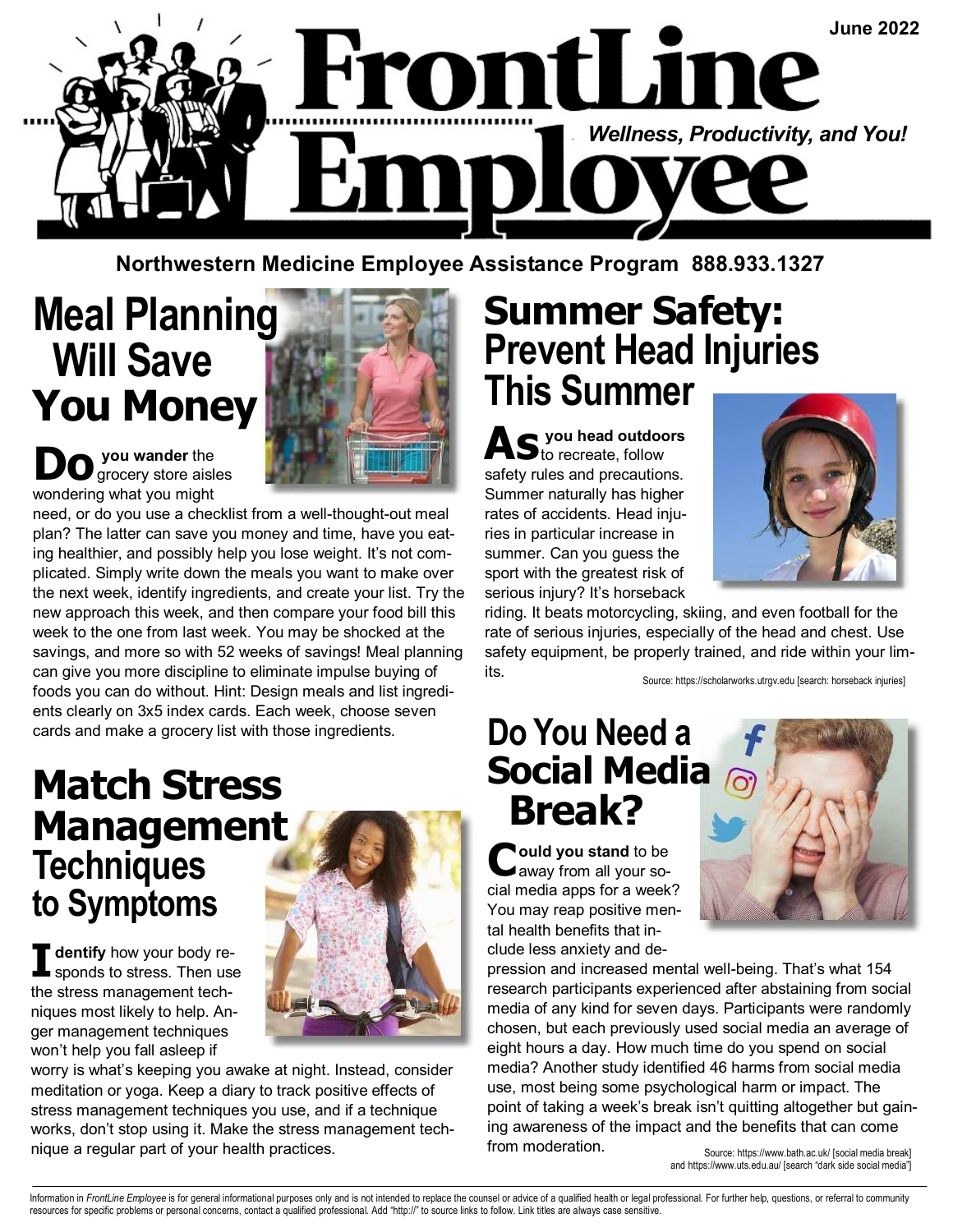June 2022

# FrontLine Employee

*Wellness, Productivity, and You!*

**Northwestern Medicine Employee Assistance Program 888.933.1327**

## Meal Planning Will Save You Money

**Do you wander** the grocery store aisles wondering what you might need, or do you use a checklist from a well-thought-out meal plan? The latter can save you money and time, have you eating healthier, and possibly help you lose weight. It's not complicated. Simply write down the meals you want to make over the next week, identify ingredients, and create your list. Try the new approach this week, and then compare your food bill this week to the one from last week. You may be shocked at the savings, and more so with 52 weeks of savings! Meal planning can give you more discipline to eliminate impulse buying of foods you can do without. Hint: Design meals and list ingredients clearly on 3x5 index cards. Each week, choose seven cards and make a grocery list with those ingredients.

## Match Stress Management Techniques to Symptoms

**Identify** how your body responds to stress. Then use the stress management techniques most likely to help. Anger management techniques won't help you fall asleep if worry is what's keeping you awake at night. Instead, consider meditation or yoga. Keep a diary to track positive effects of stress management techniques you use, and if a technique works, don't stop using it. Make the stress management technique a regular part of your health practices.

## Summer Safety: Prevent Head Injuries This Summer

**As you head outdoors** to recreate, follow safety rules and precautions. Summer naturally has higher rates of accidents. Head injuries in particular increase in summer. Can you guess the sport with the greatest risk of serious injury? It's horseback riding. It beats motorcycling, skiing, and even football for the rate of serious injuries, especially of the head and chest. Use safety equipment, be properly trained, and ride within your limits.

Source: https://scholarworks.utrgv.edu [search: horseback injuries]

## Do You Need a Social Media Break?

**Could you stand** to be away from all your social media apps for a week? You may reap positive mental health benefits that include less anxiety and depression and increased mental well-being. That's what 154 research participants experienced after abstaining from social media of any kind for seven days. Participants were randomly chosen, but each previously used social media an average of eight hours a day. How much time do you spend on social media? Another study identified 46 harms from social media use, most being some psychological harm or impact. The point of taking a week's break isn't quitting altogether but gaining awareness of the impact and the benefits that can come from moderation.

Source: https://www.bath.ac.uk/ [social media break] and https://www.uts.edu.au/ [search "dark side social media"]

---

Information in *FrontLine Employee* is for general informational purposes only and is not intended to replace the counsel or advice of a qualified health or legal professional. For further help, questions, or referral to community resources for specific problems or personal concerns, contact a qualified professional. Add "http://" to source links to follow. Link titles are always case sensitive.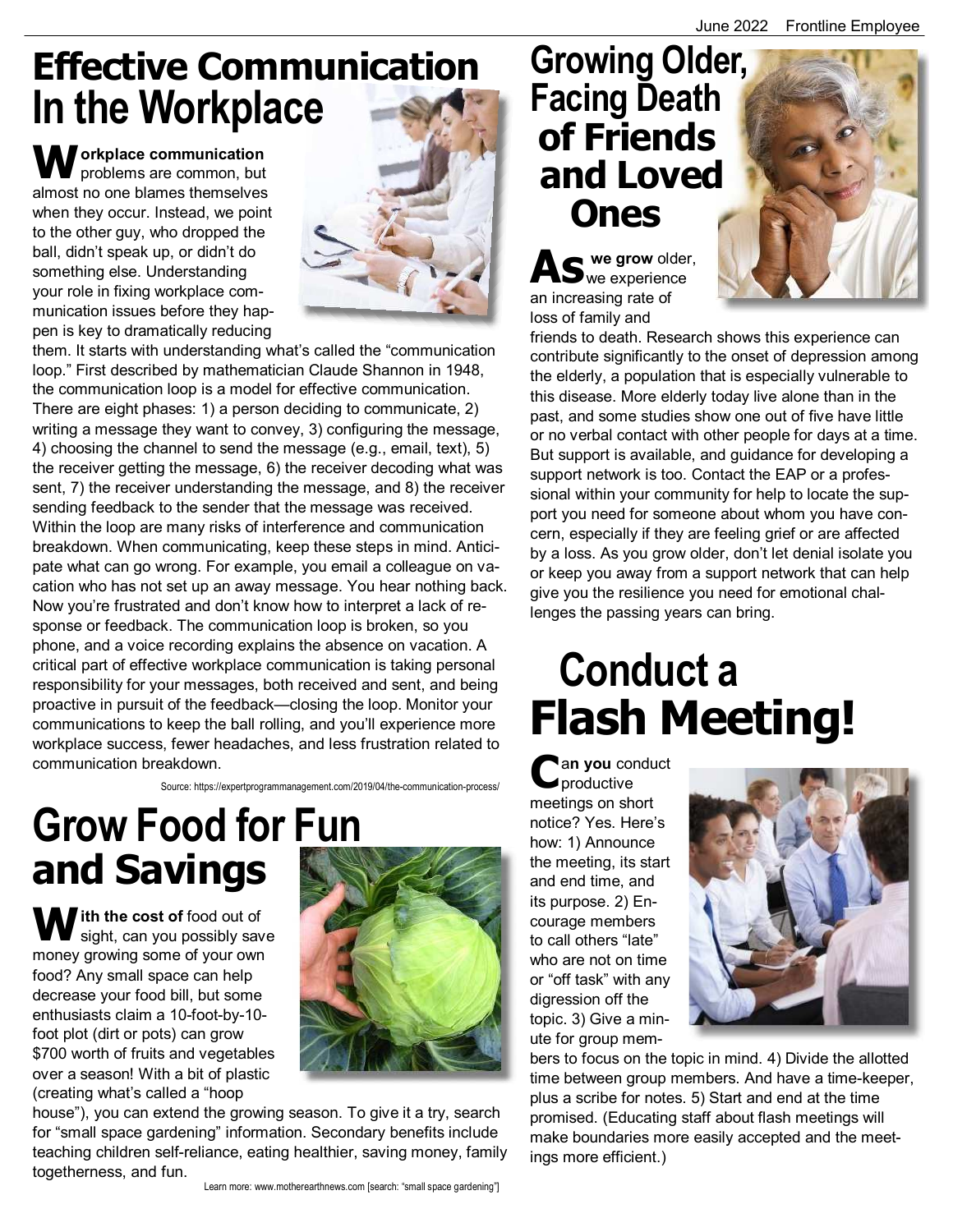# Effective Communication In the Workplace

**Workplace communication** problems are common, but almost no one blames themselves when they occur. Instead, we point to the other guy, who dropped the ball, didn't speak up, or didn't do something else. Understanding your role in fixing workplace communication issues before they happen is key to dramatically reducing them. It starts with understanding what's called the "communication loop." First described by mathematician Claude Shannon in 1948, the communication loop is a model for effective communication. There are eight phases: 1) a person deciding to communicate, 2) writing a message they want to convey, 3) configuring the message, 4) choosing the channel to send the message (e.g., email, text), 5) the receiver getting the message, 6) the receiver decoding what was sent, 7) the receiver understanding the message, and 8) the receiver sending feedback to the sender that the message was received. Within the loop are many risks of interference and communication breakdown. When communicating, keep these steps in mind. Anticipate what can go wrong. For example, you email a colleague on vacation who has not set up an away message. You hear nothing back. Now you're frustrated and don't know how to interpret a lack of response or feedback. The communication loop is broken, so you phone, and a voice recording explains the absence on vacation. A critical part of effective workplace communication is taking personal responsibility for your messages, both received and sent, and being proactive in pursuit of the feedback—closing the loop. Monitor your communications to keep the ball rolling, and you'll experience more workplace success, fewer headaches, and less frustration related to communication breakdown.

Source: https://expertprogrammanagement.com/2019/04/the-communication-process/

# Grow Food for Fun and Savings

**With the cost of** food out of sight, can you possibly save money growing some of your own food? Any small space can help decrease your food bill, but some enthusiasts claim a 10-foot-by-10-foot plot (dirt or pots) can grow $700 worth of fruits and vegetables over a season! With a bit of plastic (creating what's called a "hoop house"), you can extend the growing season. To give it a try, search for "small space gardening" information. Secondary benefits include teaching children self-reliance, eating healthier, saving money, family togetherness, and fun.

Learn more: www.motherearthnews.com [search: "small space gardening"]

# Growing Older, Facing Death of Friends and Loved Ones

**As we grow** older, we experience an increasing rate of loss of family and friends to death. Research shows this experience can contribute significantly to the onset of depression among the elderly, a population that is especially vulnerable to this disease. More elderly today live alone than in the past, and some studies show one out of five have little or no verbal contact with other people for days at a time. But support is available, and guidance for developing a support network is too. Contact the EAP or a professional within your community for help to locate the support you need for someone about whom you have concern, especially if they are feeling grief or are affected by a loss. As you grow older, don't let denial isolate you or keep you away from a support network that can help give you the resilience you need for emotional challenges the passing years can bring.

# Conduct a Flash Meeting!

**Can you** conduct productive meetings on short notice? Yes. Here's how: 1) Announce the meeting, its start and end time, and its purpose. 2) Encourage members to call others "late" who are not on time or "off task" with any digression off the topic. 3) Give a minute for group members to focus on the topic in mind. 4) Divide the allotted time between group members. And have a time-keeper, plus a scribe for notes. 5) Start and end at the time promised. (Educating staff about flash meetings will make boundaries more easily accepted and the meetings more efficient.)